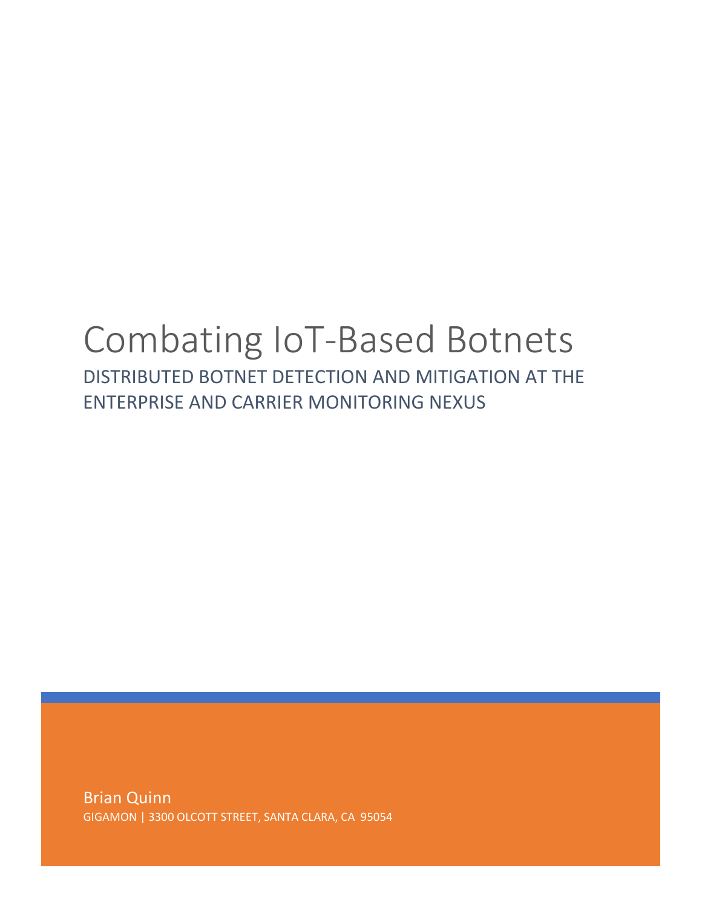# Combating IoT-Based Botnets

## DISTRIBUTED BOTNET DETECTION AND MITIGATION AT THE ENTERPRISE AND CARRIER MONITORING NEXUS

Brian Quinn

GIGAMON | 3300 OLCOTT STREET, SANTA CLARA, CA 95054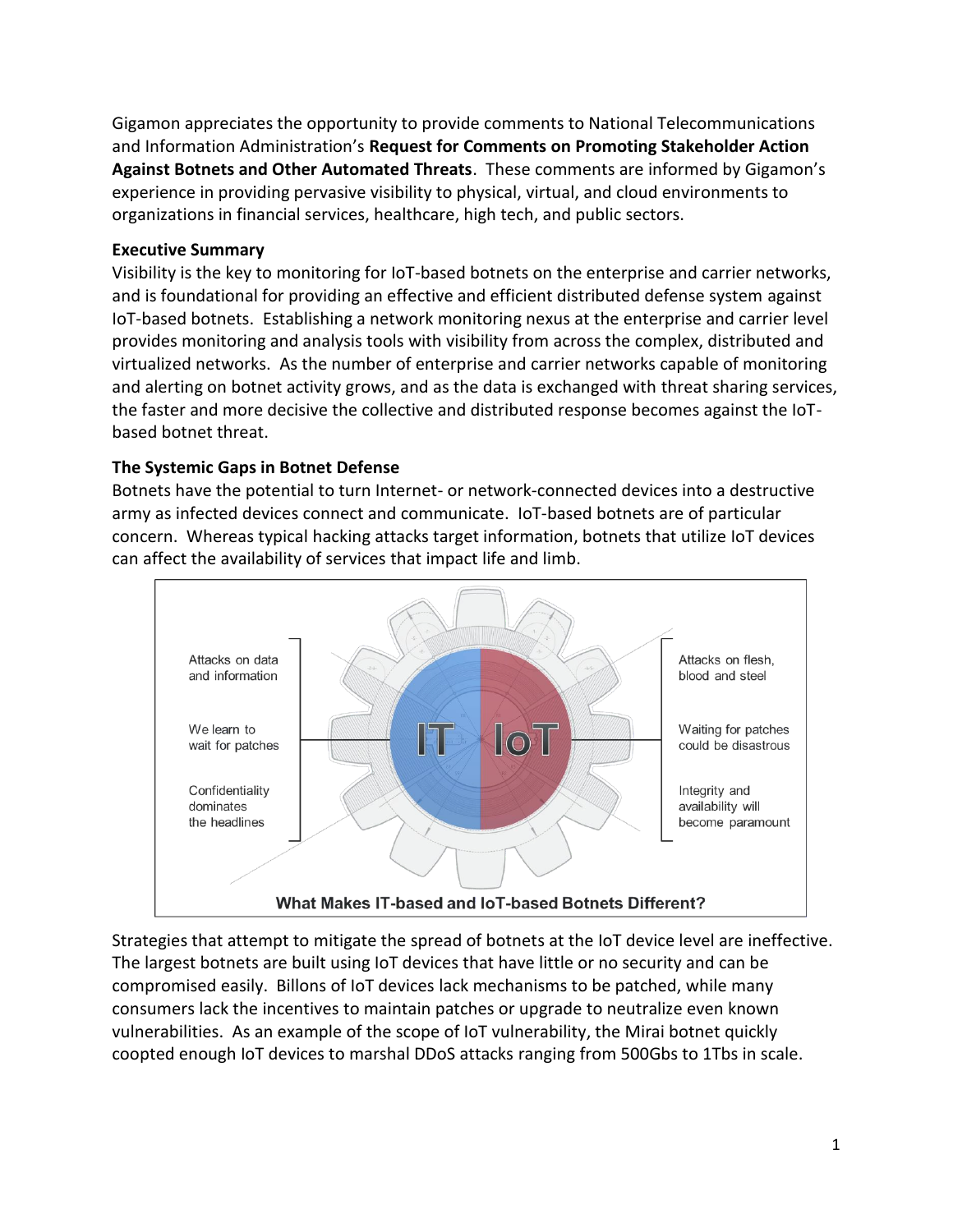Gigamon appreciates the opportunity to provide comments to National Telecommunications and Information Administration's **Request for Comments on Promoting Stakeholder Action Against Botnets and Other Automated Threats**. These comments are informed by Gigamon's experience in providing pervasive visibility to physical, virtual, and cloud environments to organizations in financial services, healthcare, high tech, and public sectors.

**Executive Summary**

Visibility is the key to monitoring for IoT-based botnets on the enterprise and carrier networks, and is foundational for providing an effective and efficient distributed defense system against IoT-based botnets. Establishing a network monitoring nexus at the enterprise and carrier level provides monitoring and analysis tools with visibility from across the complex, distributed and virtualized networks. As the number of enterprise and carrier networks capable of monitoring and alerting on botnet activity grows, and as the data is exchanged with threat sharing services, the faster and more decisive the collective and distributed response becomes against the IoT-based botnet threat.

**The Systemic Gaps in Botnet Defense**

Botnets have the potential to turn Internet- or network-connected devices into a destructive army as infected devices connect and communicate. IoT-based botnets are of particular concern. Whereas typical hacking attacks target information, botnets that utilize IoT devices can affect the availability of services that impact life and limb.

| IT | IoT |
|---|---|
| Attacks on data and information | Attacks on flesh, blood and steel |
| We learn to wait for patches | Waiting for patches could be disastrous |
| Confidentiality dominates the headlines | Integrity and availability will become paramount |

**What Makes IT-based and IoT-based Botnets Different?**

Strategies that attempt to mitigate the spread of botnets at the IoT device level are ineffective. The largest botnets are built using IoT devices that have little or no security and can be compromised easily. Billons of IoT devices lack mechanisms to be patched, while many consumers lack the incentives to maintain patches or upgrade to neutralize even known vulnerabilities. As an example of the scope of IoT vulnerability, the Mirai botnet quickly coopted enough IoT devices to marshal DDoS attacks ranging from 500Gbs to 1Tbs in scale.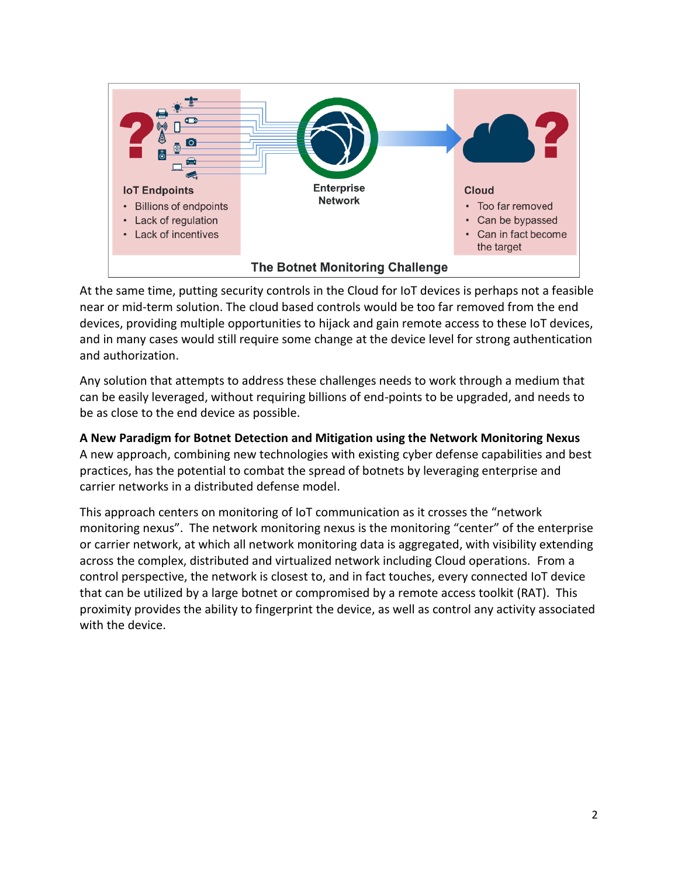IoT Endpoints

- Billions of endpoints
- Lack of regulation
- Lack of incentives

Enterprise Network

Cloud

- Too far removed
- Can be bypassed
- Can in fact become the target

The Botnet Monitoring Challenge

At the same time, putting security controls in the Cloud for IoT devices is perhaps not a feasible near or mid-term solution. The cloud based controls would be too far removed from the end devices, providing multiple opportunities to hijack and gain remote access to these IoT devices, and in many cases would still require some change at the device level for strong authentication and authorization.

Any solution that attempts to address these challenges needs to work through a medium that can be easily leveraged, without requiring billions of end-points to be upgraded, and needs to be as close to the end device as possible.

**A New Paradigm for Botnet Detection and Mitigation using the Network Monitoring Nexus**
A new approach, combining new technologies with existing cyber defense capabilities and best practices, has the potential to combat the spread of botnets by leveraging enterprise and carrier networks in a distributed defense model.

This approach centers on monitoring of IoT communication as it crosses the "network monitoring nexus". The network monitoring nexus is the monitoring "center" of the enterprise or carrier network, at which all network monitoring data is aggregated, with visibility extending across the complex, distributed and virtualized network including Cloud operations. From a control perspective, the network is closest to, and in fact touches, every connected IoT device that can be utilized by a large botnet or compromised by a remote access toolkit (RAT). This proximity provides the ability to fingerprint the device, as well as control any activity associated with the device.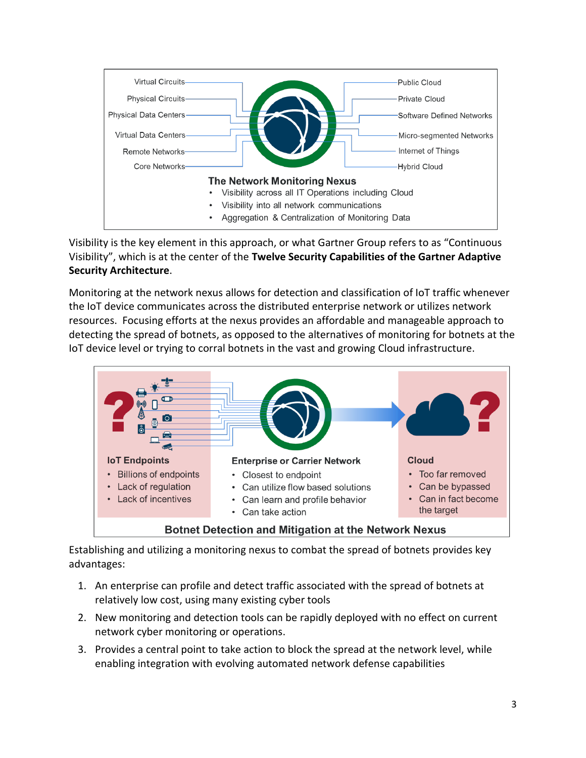Virtual Circuits
Physical Circuits
Physical Data Centers
Virtual Data Centers
Remote Networks
Core Networks

Public Cloud
Private Cloud
Software Defined Networks
Micro-segmented Networks
Internet of Things
Hybrid Cloud

**The Network Monitoring Nexus**

- Visibility across all IT Operations including Cloud
- Visibility into all network communications
- Aggregation & Centralization of Monitoring Data

Visibility is the key element in this approach, or what Gartner Group refers to as "Continuous Visibility", which is at the center of the **Twelve Security Capabilities of the Gartner Adaptive Security Architecture**.

Monitoring at the network nexus allows for detection and classification of IoT traffic whenever the IoT device communicates across the distributed enterprise network or utilizes network resources. Focusing efforts at the nexus provides an affordable and manageable approach to detecting the spread of botnets, as opposed to the alternatives of monitoring for botnets at the IoT device level or trying to corral botnets in the vast and growing Cloud infrastructure.

**IoT Endpoints**

- Billions of endpoints
- Lack of regulation
- Lack of incentives

**Enterprise or Carrier Network**

- Closest to endpoint
- Can utilize flow based solutions
- Can learn and profile behavior
- Can take action

**Cloud**

- Too far removed
- Can be bypassed
- Can in fact become the target

**Botnet Detection and Mitigation at the Network Nexus**

Establishing and utilizing a monitoring nexus to combat the spread of botnets provides key advantages:

1. An enterprise can profile and detect traffic associated with the spread of botnets at relatively low cost, using many existing cyber tools
2. New monitoring and detection tools can be rapidly deployed with no effect on current network cyber monitoring or operations.
3. Provides a central point to take action to block the spread at the network level, while enabling integration with evolving automated network defense capabilities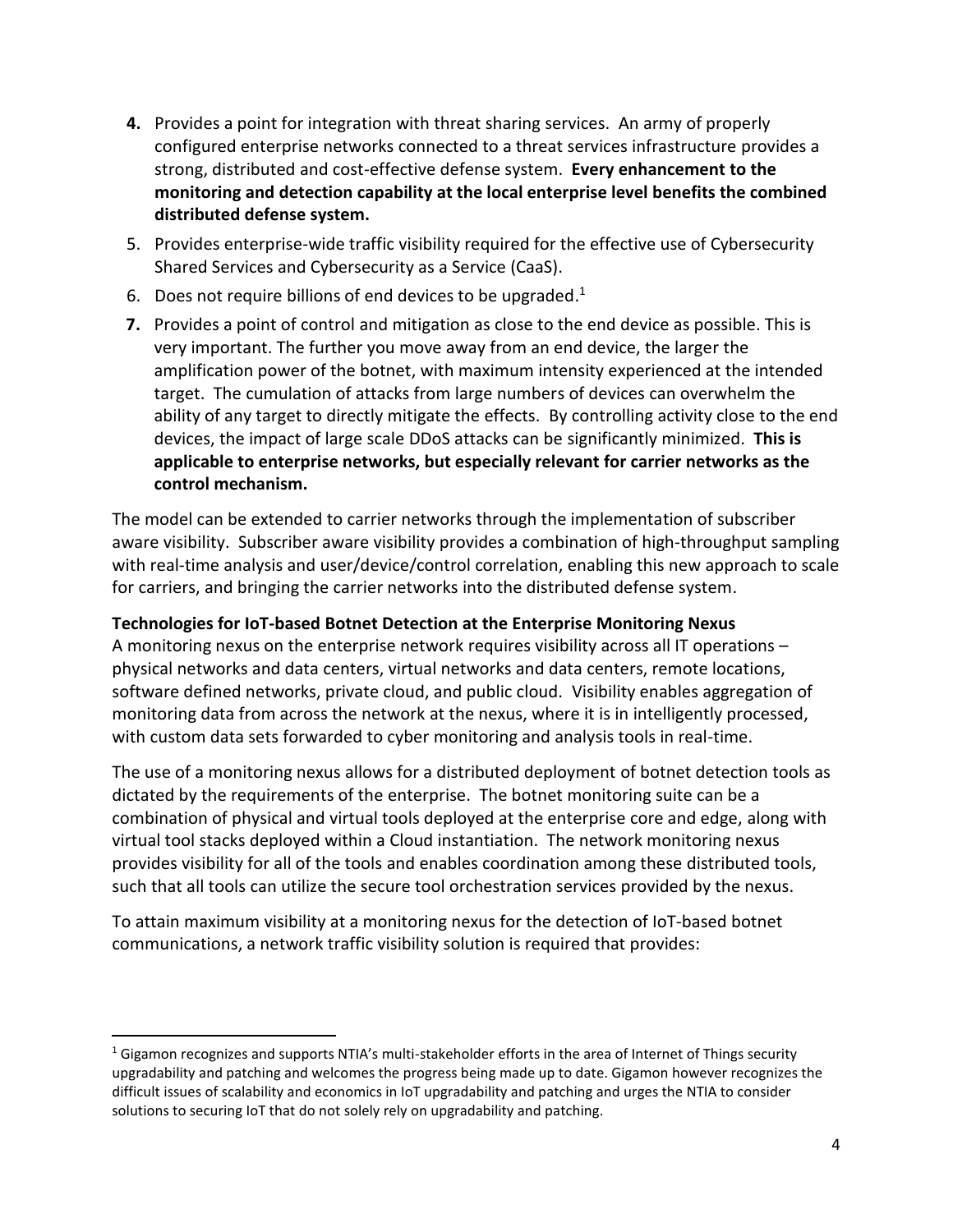4. Provides a point for integration with threat sharing services. An army of properly configured enterprise networks connected to a threat services infrastructure provides a strong, distributed and cost-effective defense system. **Every enhancement to the monitoring and detection capability at the local enterprise level benefits the combined distributed defense system.**
5. Provides enterprise-wide traffic visibility required for the effective use of Cybersecurity Shared Services and Cybersecurity as a Service (CaaS).
6. Does not require billions of end devices to be upgraded.[1]
7. Provides a point of control and mitigation as close to the end device as possible. This is very important. The further you move away from an end device, the larger the amplification power of the botnet, with maximum intensity experienced at the intended target. The cumulation of attacks from large numbers of devices can overwhelm the ability of any target to directly mitigate the effects. By controlling activity close to the end devices, the impact of large scale DDoS attacks can be significantly minimized. **This is applicable to enterprise networks, but especially relevant for carrier networks as the control mechanism.**

The model can be extended to carrier networks through the implementation of subscriber aware visibility. Subscriber aware visibility provides a combination of high-throughput sampling with real-time analysis and user/device/control correlation, enabling this new approach to scale for carriers, and bringing the carrier networks into the distributed defense system.

**Technologies for IoT-based Botnet Detection at the Enterprise Monitoring Nexus**

A monitoring nexus on the enterprise network requires visibility across all IT operations – physical networks and data centers, virtual networks and data centers, remote locations, software defined networks, private cloud, and public cloud. Visibility enables aggregation of monitoring data from across the network at the nexus, where it is in intelligently processed, with custom data sets forwarded to cyber monitoring and analysis tools in real-time.

The use of a monitoring nexus allows for a distributed deployment of botnet detection tools as dictated by the requirements of the enterprise. The botnet monitoring suite can be a combination of physical and virtual tools deployed at the enterprise core and edge, along with virtual tool stacks deployed within a Cloud instantiation. The network monitoring nexus provides visibility for all of the tools and enables coordination among these distributed tools, such that all tools can utilize the secure tool orchestration services provided by the nexus.

To attain maximum visibility at a monitoring nexus for the detection of IoT-based botnet communications, a network traffic visibility solution is required that provides:

---

[1] Gigamon recognizes and supports NTIA's multi-stakeholder efforts in the area of Internet of Things security upgradability and patching and welcomes the progress being made up to date. Gigamon however recognizes the difficult issues of scalability and economics in IoT upgradability and patching and urges the NTIA to consider solutions to securing IoT that do not solely rely on upgradability and patching.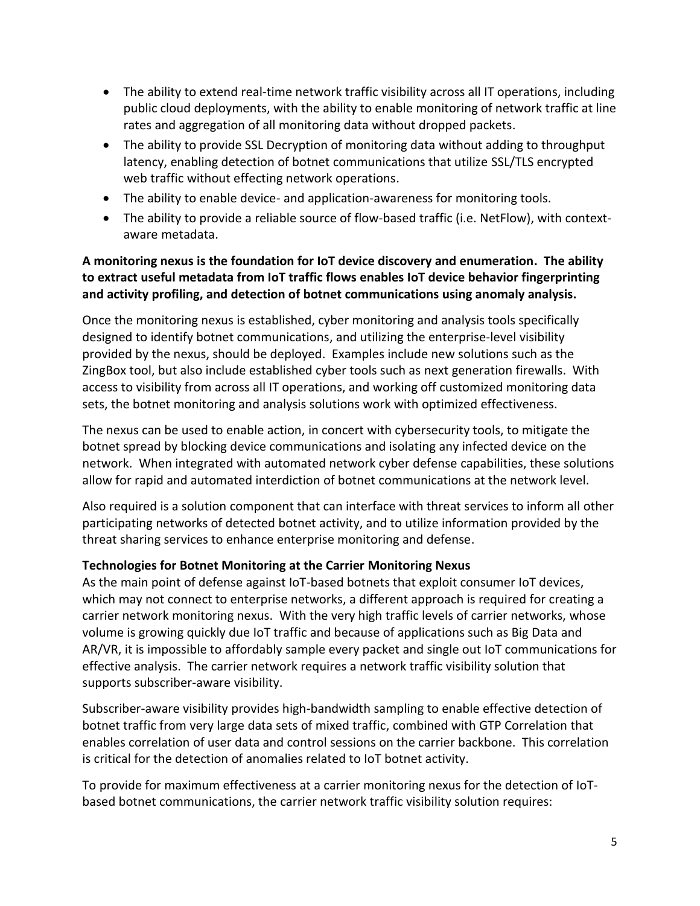- The ability to extend real-time network traffic visibility across all IT operations, including public cloud deployments, with the ability to enable monitoring of network traffic at line rates and aggregation of all monitoring data without dropped packets.
- The ability to provide SSL Decryption of monitoring data without adding to throughput latency, enabling detection of botnet communications that utilize SSL/TLS encrypted web traffic without effecting network operations.
- The ability to enable device- and application-awareness for monitoring tools.
- The ability to provide a reliable source of flow-based traffic (i.e. NetFlow), with context-aware metadata.

**A monitoring nexus is the foundation for IoT device discovery and enumeration. The ability to extract useful metadata from IoT traffic flows enables IoT device behavior fingerprinting and activity profiling, and detection of botnet communications using anomaly analysis.**

Once the monitoring nexus is established, cyber monitoring and analysis tools specifically designed to identify botnet communications, and utilizing the enterprise-level visibility provided by the nexus, should be deployed. Examples include new solutions such as the ZingBox tool, but also include established cyber tools such as next generation firewalls. With access to visibility from across all IT operations, and working off customized monitoring data sets, the botnet monitoring and analysis solutions work with optimized effectiveness.

The nexus can be used to enable action, in concert with cybersecurity tools, to mitigate the botnet spread by blocking device communications and isolating any infected device on the network. When integrated with automated network cyber defense capabilities, these solutions allow for rapid and automated interdiction of botnet communications at the network level.

Also required is a solution component that can interface with threat services to inform all other participating networks of detected botnet activity, and to utilize information provided by the threat sharing services to enhance enterprise monitoring and defense.

**Technologies for Botnet Monitoring at the Carrier Monitoring Nexus**

As the main point of defense against IoT-based botnets that exploit consumer IoT devices, which may not connect to enterprise networks, a different approach is required for creating a carrier network monitoring nexus. With the very high traffic levels of carrier networks, whose volume is growing quickly due IoT traffic and because of applications such as Big Data and AR/VR, it is impossible to affordably sample every packet and single out IoT communications for effective analysis. The carrier network requires a network traffic visibility solution that supports subscriber-aware visibility.

Subscriber-aware visibility provides high-bandwidth sampling to enable effective detection of botnet traffic from very large data sets of mixed traffic, combined with GTP Correlation that enables correlation of user data and control sessions on the carrier backbone. This correlation is critical for the detection of anomalies related to IoT botnet activity.

To provide for maximum effectiveness at a carrier monitoring nexus for the detection of IoT-based botnet communications, the carrier network traffic visibility solution requires: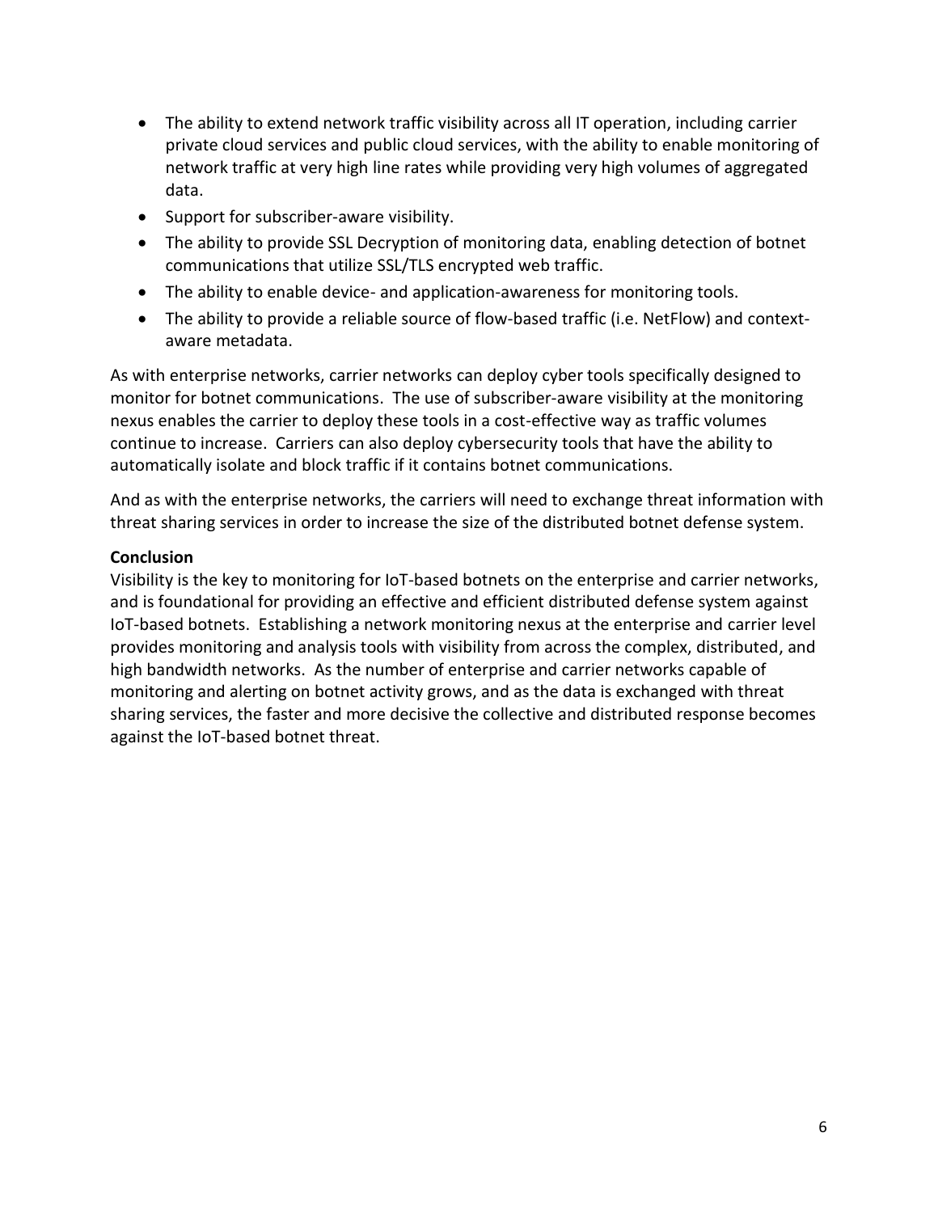- The ability to extend network traffic visibility across all IT operation, including carrier private cloud services and public cloud services, with the ability to enable monitoring of network traffic at very high line rates while providing very high volumes of aggregated data.
- Support for subscriber-aware visibility.
- The ability to provide SSL Decryption of monitoring data, enabling detection of botnet communications that utilize SSL/TLS encrypted web traffic.
- The ability to enable device- and application-awareness for monitoring tools.
- The ability to provide a reliable source of flow-based traffic (i.e. NetFlow) and context-aware metadata.

As with enterprise networks, carrier networks can deploy cyber tools specifically designed to monitor for botnet communications. The use of subscriber-aware visibility at the monitoring nexus enables the carrier to deploy these tools in a cost-effective way as traffic volumes continue to increase. Carriers can also deploy cybersecurity tools that have the ability to automatically isolate and block traffic if it contains botnet communications.

And as with the enterprise networks, the carriers will need to exchange threat information with threat sharing services in order to increase the size of the distributed botnet defense system.

**Conclusion**

Visibility is the key to monitoring for IoT-based botnets on the enterprise and carrier networks, and is foundational for providing an effective and efficient distributed defense system against IoT-based botnets. Establishing a network monitoring nexus at the enterprise and carrier level provides monitoring and analysis tools with visibility from across the complex, distributed, and high bandwidth networks. As the number of enterprise and carrier networks capable of monitoring and alerting on botnet activity grows, and as the data is exchanged with threat sharing services, the faster and more decisive the collective and distributed response becomes against the IoT-based botnet threat.